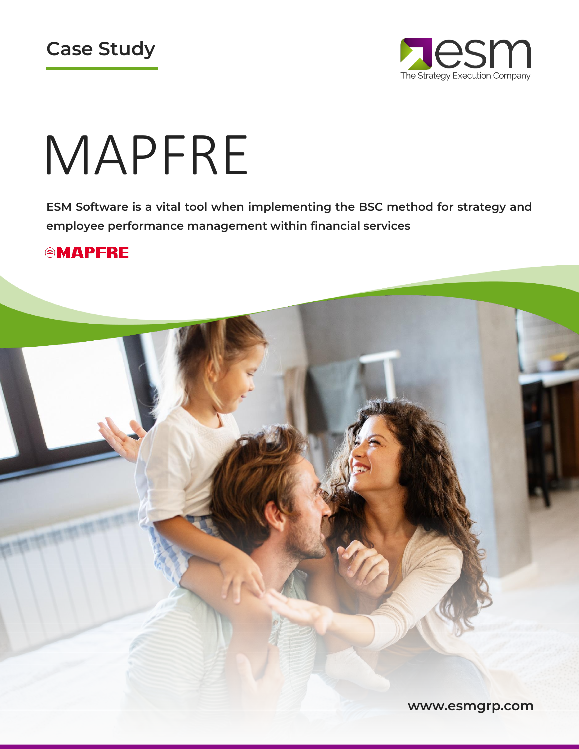Case Study

esm
The Strategy Execution Company

# MAPFRE

**ESM Software is a vital tool when implementing the BSC method for strategy and employee performance management within financial services**

MAPFRE

www.esmgrp.com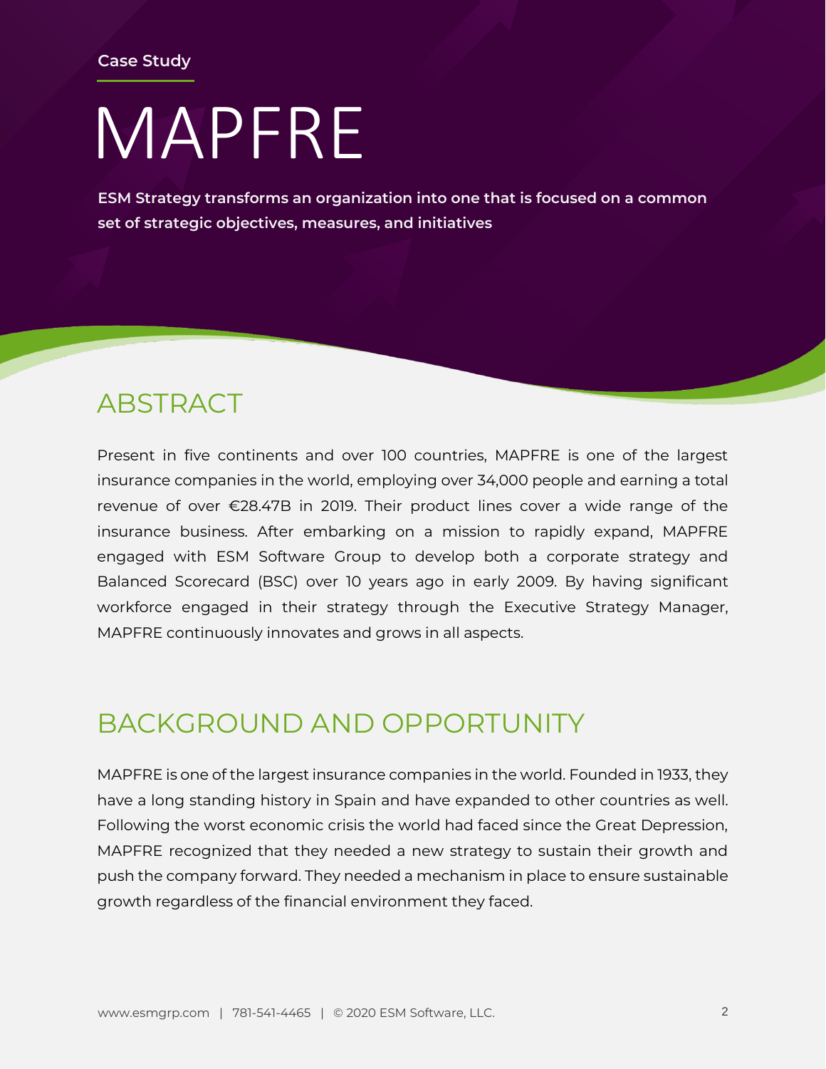Case Study

# MAPFRE

**ESM Strategy transforms an organization into one that is focused on a common set of strategic objectives, measures, and initiatives**

## ABSTRACT

Present in five continents and over 100 countries, MAPFRE is one of the largest insurance companies in the world, employing over 34,000 people and earning a total revenue of over €28.47B in 2019. Their product lines cover a wide range of the insurance business. After embarking on a mission to rapidly expand, MAPFRE engaged with ESM Software Group to develop both a corporate strategy and Balanced Scorecard (BSC) over 10 years ago in early 2009. By having significant workforce engaged in their strategy through the Executive Strategy Manager, MAPFRE continuously innovates and grows in all aspects.

## BACKGROUND AND OPPORTUNITY

MAPFRE is one of the largest insurance companies in the world. Founded in 1933, they have a long standing history in Spain and have expanded to other countries as well. Following the worst economic crisis the world had faced since the Great Depression, MAPFRE recognized that they needed a new strategy to sustain their growth and push the company forward. They needed a mechanism in place to ensure sustainable growth regardless of the financial environment they faced.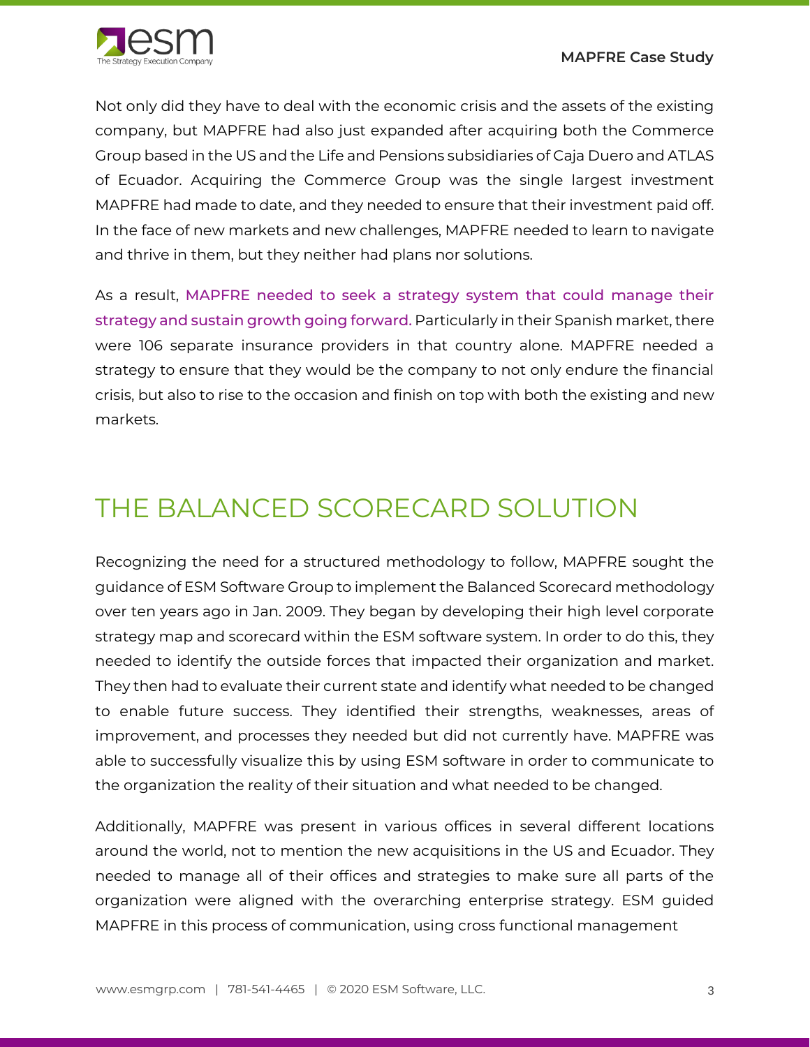Not only did they have to deal with the economic crisis and the assets of the existing company, but MAPFRE had also just expanded after acquiring both the Commerce Group based in the US and the Life and Pensions subsidiaries of Caja Duero and ATLAS of Ecuador. Acquiring the Commerce Group was the single largest investment MAPFRE had made to date, and they needed to ensure that their investment paid off. In the face of new markets and new challenges, MAPFRE needed to learn to navigate and thrive in them, but they neither had plans nor solutions.

As a result, MAPFRE needed to seek a strategy system that could manage their strategy and sustain growth going forward. Particularly in their Spanish market, there were 106 separate insurance providers in that country alone. MAPFRE needed a strategy to ensure that they would be the company to not only endure the financial crisis, but also to rise to the occasion and finish on top with both the existing and new markets.

## THE BALANCED SCORECARD SOLUTION

Recognizing the need for a structured methodology to follow, MAPFRE sought the guidance of ESM Software Group to implement the Balanced Scorecard methodology over ten years ago in Jan. 2009. They began by developing their high level corporate strategy map and scorecard within the ESM software system. In order to do this, they needed to identify the outside forces that impacted their organization and market. They then had to evaluate their current state and identify what needed to be changed to enable future success. They identified their strengths, weaknesses, areas of improvement, and processes they needed but did not currently have. MAPFRE was able to successfully visualize this by using ESM software in order to communicate to the organization the reality of their situation and what needed to be changed.

Additionally, MAPFRE was present in various offices in several different locations around the world, not to mention the new acquisitions in the US and Ecuador. They needed to manage all of their offices and strategies to make sure all parts of the organization were aligned with the overarching enterprise strategy. ESM guided MAPFRE in this process of communication, using cross functional management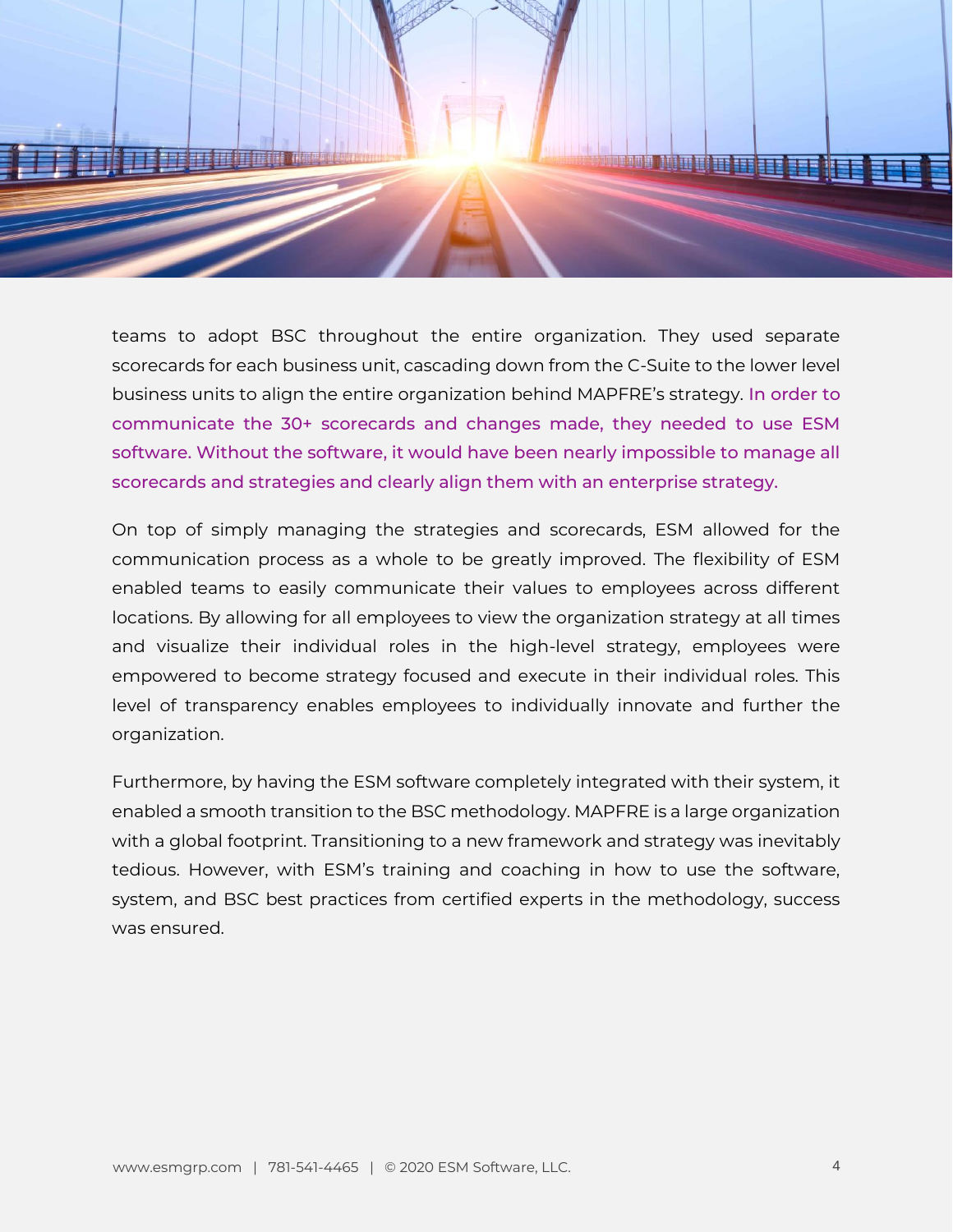teams to adopt BSC throughout the entire organization. They used separate scorecards for each business unit, cascading down from the C-Suite to the lower level business units to align the entire organization behind MAPFRE's strategy. In order to communicate the 30+ scorecards and changes made, they needed to use ESM software. Without the software, it would have been nearly impossible to manage all scorecards and strategies and clearly align them with an enterprise strategy.

On top of simply managing the strategies and scorecards, ESM allowed for the communication process as a whole to be greatly improved. The flexibility of ESM enabled teams to easily communicate their values to employees across different locations. By allowing for all employees to view the organization strategy at all times and visualize their individual roles in the high-level strategy, employees were empowered to become strategy focused and execute in their individual roles. This level of transparency enables employees to individually innovate and further the organization.

Furthermore, by having the ESM software completely integrated with their system, it enabled a smooth transition to the BSC methodology. MAPFRE is a large organization with a global footprint. Transitioning to a new framework and strategy was inevitably tedious. However, with ESM's training and coaching in how to use the software, system, and BSC best practices from certified experts in the methodology, success was ensured.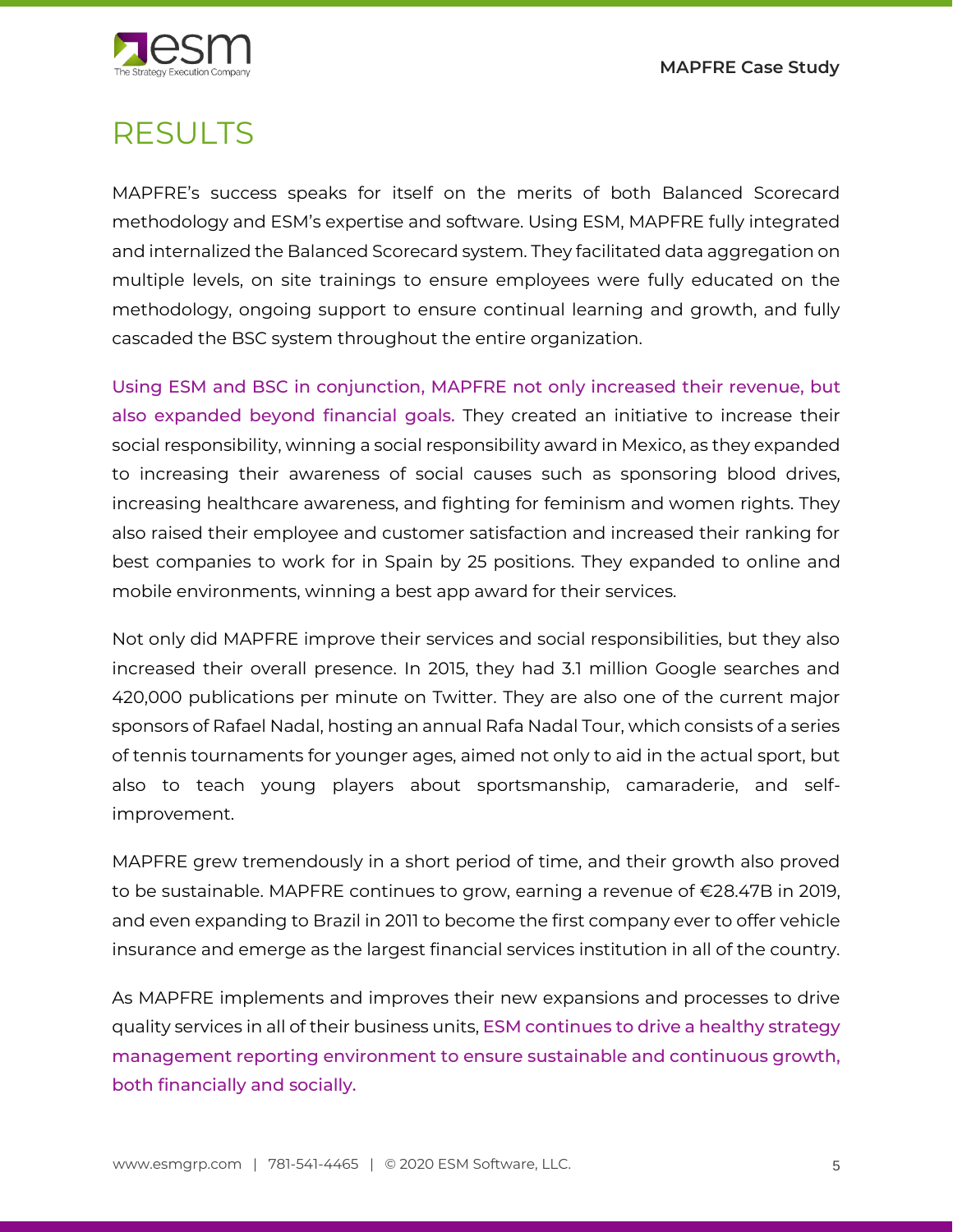# RESULTS

MAPFRE's success speaks for itself on the merits of both Balanced Scorecard methodology and ESM's expertise and software. Using ESM, MAPFRE fully integrated and internalized the Balanced Scorecard system. They facilitated data aggregation on multiple levels, on site trainings to ensure employees were fully educated on the methodology, ongoing support to ensure continual learning and growth, and fully cascaded the BSC system throughout the entire organization.

Using ESM and BSC in conjunction, MAPFRE not only increased their revenue, but also expanded beyond financial goals. They created an initiative to increase their social responsibility, winning a social responsibility award in Mexico, as they expanded to increasing their awareness of social causes such as sponsoring blood drives, increasing healthcare awareness, and fighting for feminism and women rights. They also raised their employee and customer satisfaction and increased their ranking for best companies to work for in Spain by 25 positions. They expanded to online and mobile environments, winning a best app award for their services.

Not only did MAPFRE improve their services and social responsibilities, but they also increased their overall presence. In 2015, they had 3.1 million Google searches and 420,000 publications per minute on Twitter. They are also one of the current major sponsors of Rafael Nadal, hosting an annual Rafa Nadal Tour, which consists of a series of tennis tournaments for younger ages, aimed not only to aid in the actual sport, but also to teach young players about sportsmanship, camaraderie, and self-improvement.

MAPFRE grew tremendously in a short period of time, and their growth also proved to be sustainable. MAPFRE continues to grow, earning a revenue of €28.47B in 2019, and even expanding to Brazil in 2011 to become the first company ever to offer vehicle insurance and emerge as the largest financial services institution in all of the country.

As MAPFRE implements and improves their new expansions and processes to drive quality services in all of their business units, ESM continues to drive a healthy strategy management reporting environment to ensure sustainable and continuous growth, both financially and socially.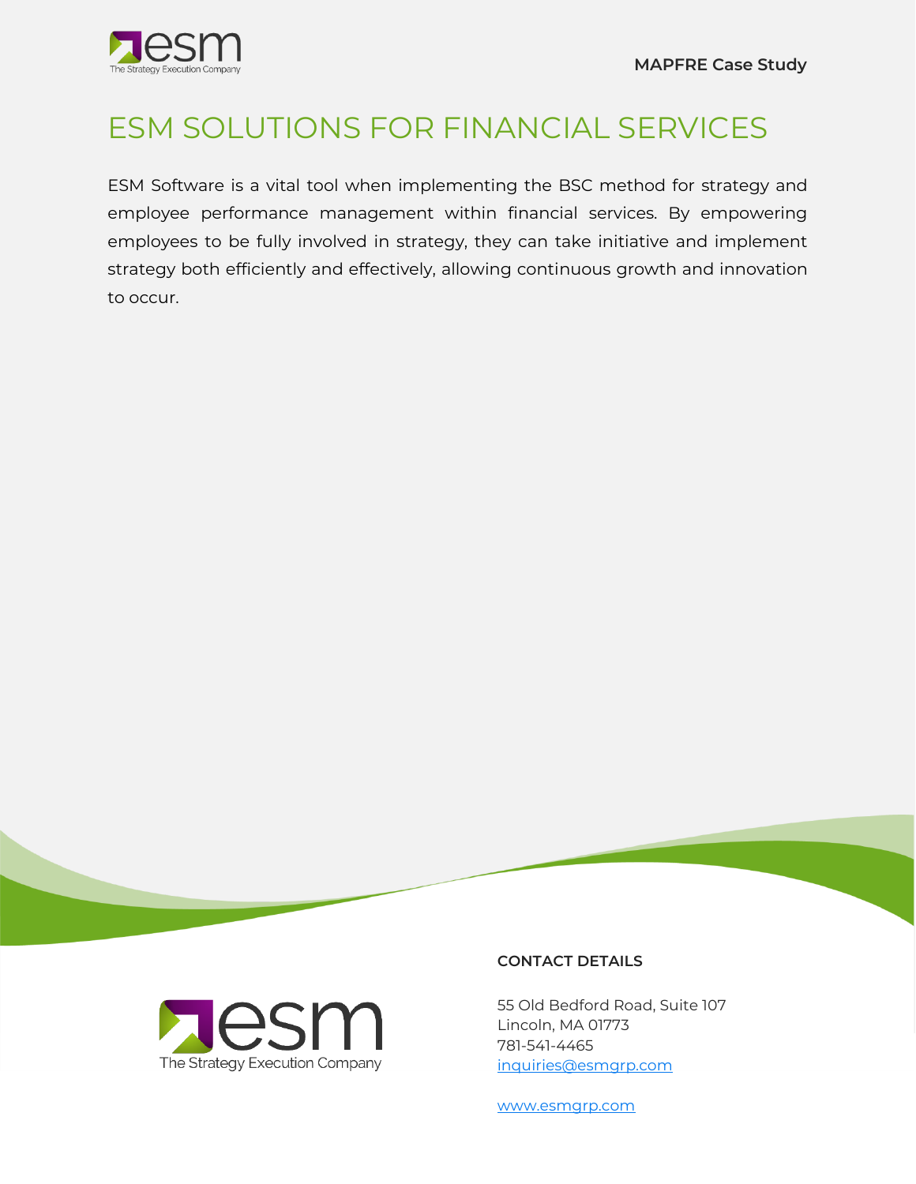# ESM SOLUTIONS FOR FINANCIAL SERVICES

ESM Software is a vital tool when implementing the BSC method for strategy and employee performance management within financial services. By empowering employees to be fully involved in strategy, they can take initiative and implement strategy both efficiently and effectively, allowing continuous growth and innovation to occur.

esm
The Strategy Execution Company

**CONTACT DETAILS**

55 Old Bedford Road, Suite 107
Lincoln, MA 01773
781-541-4465
inquiries@esmgrp.com

www.esmgrp.com